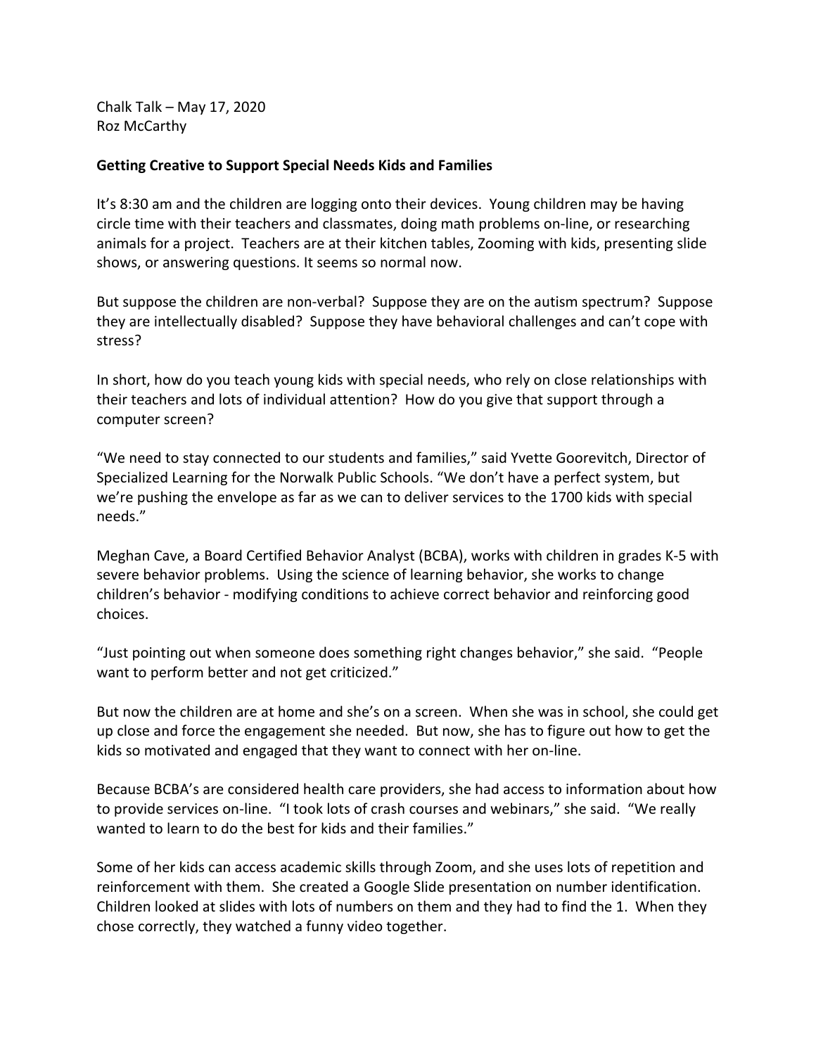Chalk Talk – May 17, 2020
Roz McCarthy

**Getting Creative to Support Special Needs Kids and Families**

It's 8:30 am and the children are logging onto their devices. Young children may be having circle time with their teachers and classmates, doing math problems on-line, or researching animals for a project. Teachers are at their kitchen tables, Zooming with kids, presenting slide shows, or answering questions. It seems so normal now.

But suppose the children are non-verbal? Suppose they are on the autism spectrum? Suppose they are intellectually disabled? Suppose they have behavioral challenges and can't cope with stress?

In short, how do you teach young kids with special needs, who rely on close relationships with their teachers and lots of individual attention? How do you give that support through a computer screen?

"We need to stay connected to our students and families," said Yvette Goorevitch, Director of Specialized Learning for the Norwalk Public Schools. "We don't have a perfect system, but we're pushing the envelope as far as we can to deliver services to the 1700 kids with special needs."

Meghan Cave, a Board Certified Behavior Analyst (BCBA), works with children in grades K-5 with severe behavior problems. Using the science of learning behavior, she works to change children's behavior - modifying conditions to achieve correct behavior and reinforcing good choices.

"Just pointing out when someone does something right changes behavior," she said. "People want to perform better and not get criticized."

But now the children are at home and she's on a screen. When she was in school, she could get up close and force the engagement she needed. But now, she has to figure out how to get the kids so motivated and engaged that they want to connect with her on-line.

Because BCBA's are considered health care providers, she had access to information about how to provide services on-line. "I took lots of crash courses and webinars," she said. "We really wanted to learn to do the best for kids and their families."

Some of her kids can access academic skills through Zoom, and she uses lots of repetition and reinforcement with them. She created a Google Slide presentation on number identification. Children looked at slides with lots of numbers on them and they had to find the 1. When they chose correctly, they watched a funny video together.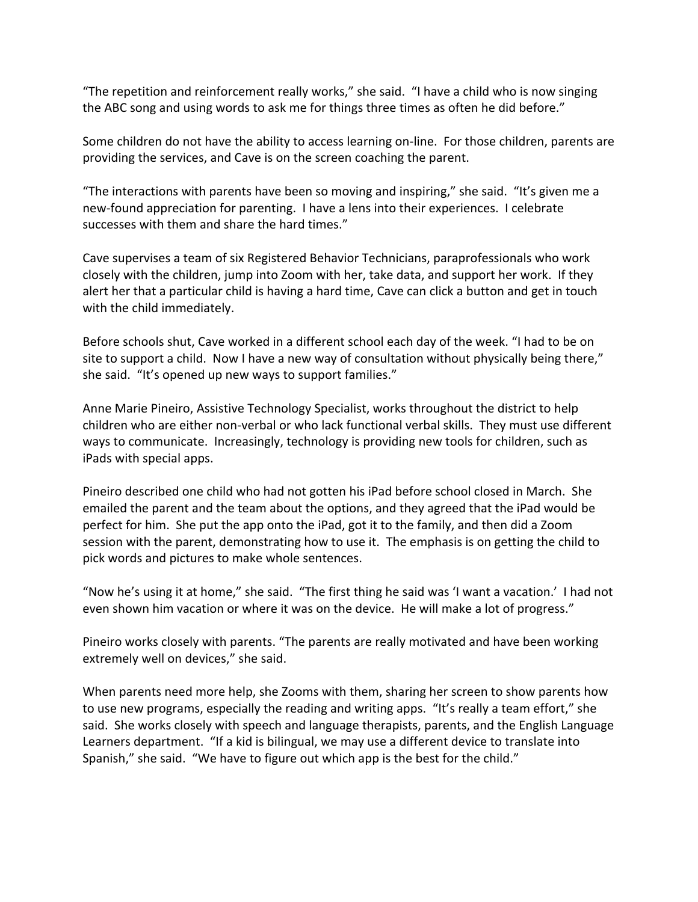"The repetition and reinforcement really works," she said. "I have a child who is now singing the ABC song and using words to ask me for things three times as often he did before."

Some children do not have the ability to access learning on-line. For those children, parents are providing the services, and Cave is on the screen coaching the parent.

"The interactions with parents have been so moving and inspiring," she said. "It's given me a new-found appreciation for parenting. I have a lens into their experiences. I celebrate successes with them and share the hard times."

Cave supervises a team of six Registered Behavior Technicians, paraprofessionals who work closely with the children, jump into Zoom with her, take data, and support her work. If they alert her that a particular child is having a hard time, Cave can click a button and get in touch with the child immediately.

Before schools shut, Cave worked in a different school each day of the week. "I had to be on site to support a child. Now I have a new way of consultation without physically being there," she said. "It's opened up new ways to support families."

Anne Marie Pineiro, Assistive Technology Specialist, works throughout the district to help children who are either non-verbal or who lack functional verbal skills. They must use different ways to communicate. Increasingly, technology is providing new tools for children, such as iPads with special apps.

Pineiro described one child who had not gotten his iPad before school closed in March. She emailed the parent and the team about the options, and they agreed that the iPad would be perfect for him. She put the app onto the iPad, got it to the family, and then did a Zoom session with the parent, demonstrating how to use it. The emphasis is on getting the child to pick words and pictures to make whole sentences.

"Now he's using it at home," she said. "The first thing he said was 'I want a vacation.' I had not even shown him vacation or where it was on the device. He will make a lot of progress."

Pineiro works closely with parents. "The parents are really motivated and have been working extremely well on devices," she said.

When parents need more help, she Zooms with them, sharing her screen to show parents how to use new programs, especially the reading and writing apps. "It's really a team effort," she said. She works closely with speech and language therapists, parents, and the English Language Learners department. "If a kid is bilingual, we may use a different device to translate into Spanish," she said. "We have to figure out which app is the best for the child."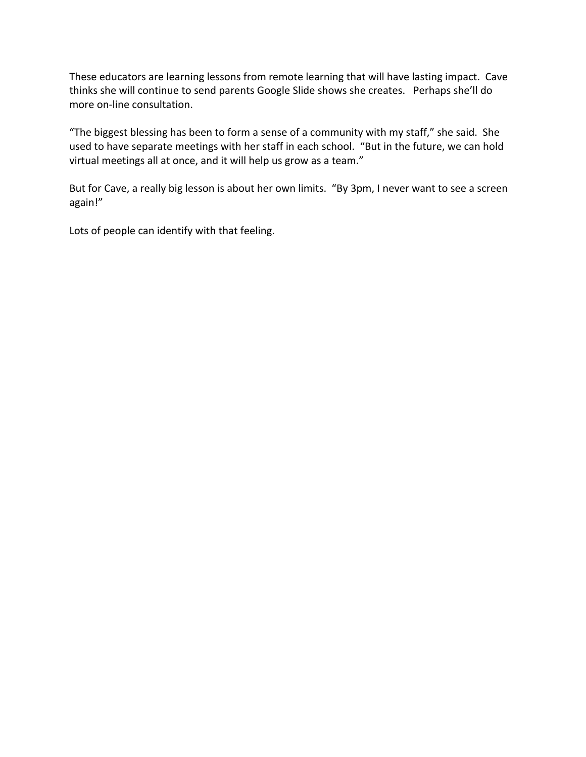These educators are learning lessons from remote learning that will have lasting impact. Cave thinks she will continue to send parents Google Slide shows she creates. Perhaps she'll do more on-line consultation.

"The biggest blessing has been to form a sense of a community with my staff," she said. She used to have separate meetings with her staff in each school. "But in the future, we can hold virtual meetings all at once, and it will help us grow as a team."

But for Cave, a really big lesson is about her own limits. "By 3pm, I never want to see a screen again!"

Lots of people can identify with that feeling.